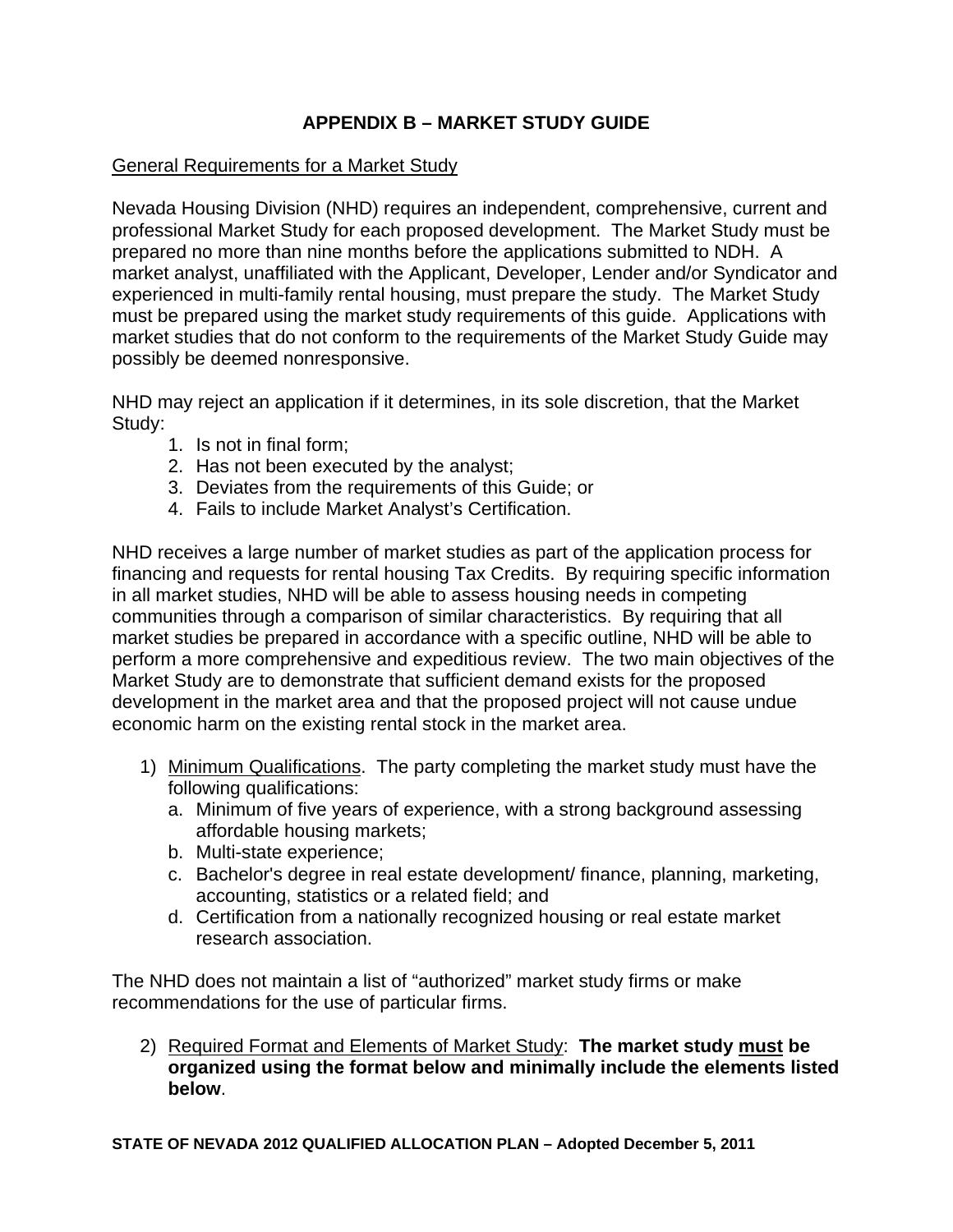# APPENDIX B – MARKET STUDY GUIDE

General Requirements for a Market Study

Nevada Housing Division (NHD) requires an independent, comprehensive, current and professional Market Study for each proposed development. The Market Study must be prepared no more than nine months before the applications submitted to NDH. A market analyst, unaffiliated with the Applicant, Developer, Lender and/or Syndicator and experienced in multi-family rental housing, must prepare the study. The Market Study must be prepared using the market study requirements of this guide. Applications with market studies that do not conform to the requirements of the Market Study Guide may possibly be deemed nonresponsive.

NHD may reject an application if it determines, in its sole discretion, that the Market Study:

1. Is not in final form;
2. Has not been executed by the analyst;
3. Deviates from the requirements of this Guide; or
4. Fails to include Market Analyst's Certification.

NHD receives a large number of market studies as part of the application process for financing and requests for rental housing Tax Credits. By requiring specific information in all market studies, NHD will be able to assess housing needs in competing communities through a comparison of similar characteristics. By requiring that all market studies be prepared in accordance with a specific outline, NHD will be able to perform a more comprehensive and expeditious review. The two main objectives of the Market Study are to demonstrate that sufficient demand exists for the proposed development in the market area and that the proposed project will not cause undue economic harm on the existing rental stock in the market area.

1) Minimum Qualifications. The party completing the market study must have the following qualifications:
   a. Minimum of five years of experience, with a strong background assessing affordable housing markets;
   b. Multi-state experience;
   c. Bachelor's degree in real estate development/ finance, planning, marketing, accounting, statistics or a related field; and
   d. Certification from a nationally recognized housing or real estate market research association.

The NHD does not maintain a list of "authorized" market study firms or make recommendations for the use of particular firms.

2) Required Format and Elements of Market Study: **The market study must be organized using the format below and minimally include the elements listed below**.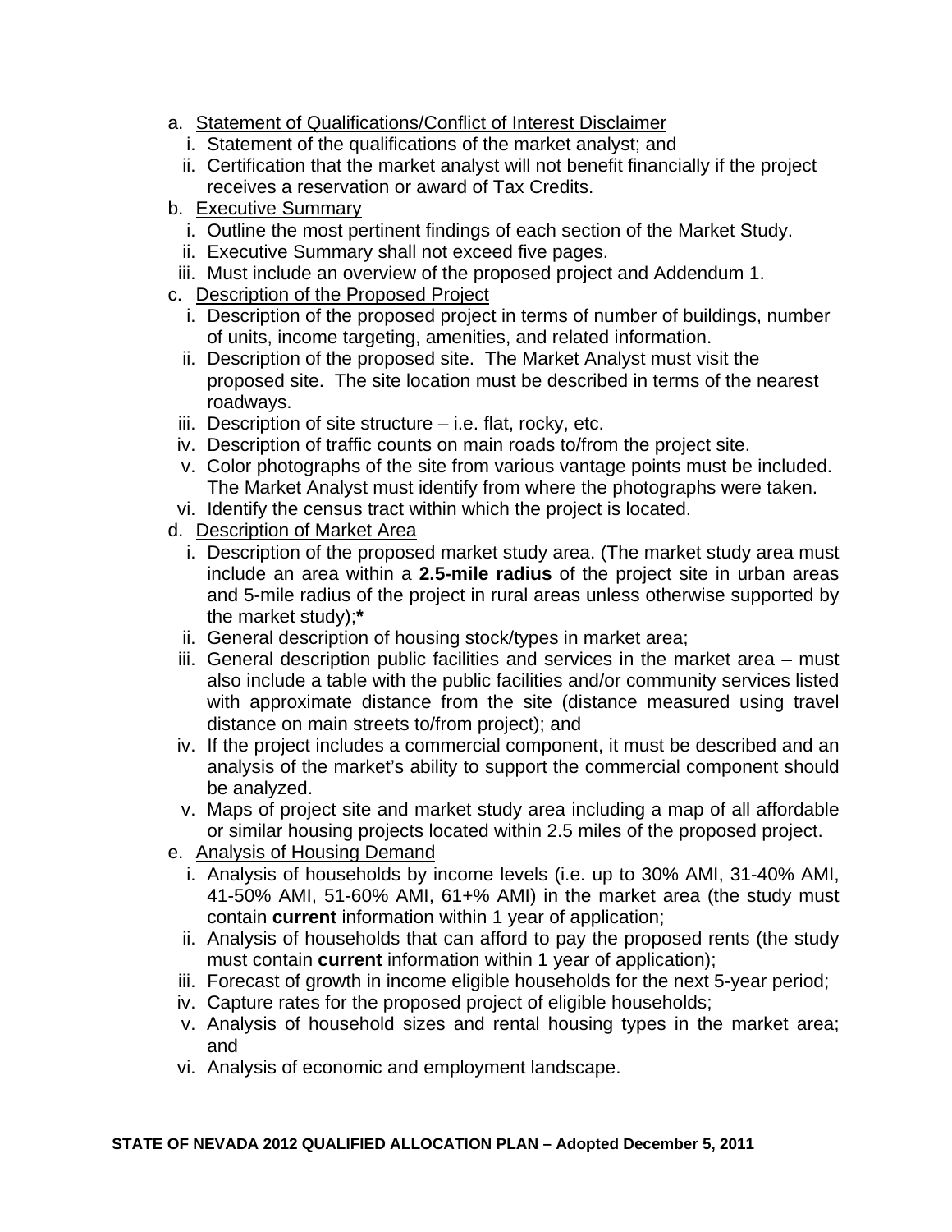a. <u>Statement of Qualifications/Conflict of Interest Disclaimer</u>
   i. Statement of the qualifications of the market analyst; and
   ii. Certification that the market analyst will not benefit financially if the project receives a reservation or award of Tax Credits.

b. <u>Executive Summary</u>
   i. Outline the most pertinent findings of each section of the Market Study.
   ii. Executive Summary shall not exceed five pages.
   iii. Must include an overview of the proposed project and Addendum 1.

c. <u>Description of the Proposed Project</u>
   i. Description of the proposed project in terms of number of buildings, number of units, income targeting, amenities, and related information.
   ii. Description of the proposed site. The Market Analyst must visit the proposed site. The site location must be described in terms of the nearest roadways.
   iii. Description of site structure – i.e. flat, rocky, etc.
   iv. Description of traffic counts on main roads to/from the project site.
   v. Color photographs of the site from various vantage points must be included. The Market Analyst must identify from where the photographs were taken.
   vi. Identify the census tract within which the project is located.

d. <u>Description of Market Area</u>
   i. Description of the proposed market study area. (The market study area must include an area within a **2.5-mile radius** of the project site in urban areas and 5-mile radius of the project in rural areas unless otherwise supported by the market study);**\***
   ii. General description of housing stock/types in market area;
   iii. General description public facilities and services in the market area – must also include a table with the public facilities and/or community services listed with approximate distance from the site (distance measured using travel distance on main streets to/from project); and
   iv. If the project includes a commercial component, it must be described and an analysis of the market's ability to support the commercial component should be analyzed.
   v. Maps of project site and market study area including a map of all affordable or similar housing projects located within 2.5 miles of the proposed project.

e. <u>Analysis of Housing Demand</u>
   i. Analysis of households by income levels (i.e. up to 30% AMI, 31-40% AMI, 41-50% AMI, 51-60% AMI, 61+% AMI) in the market area (the study must contain **current** information within 1 year of application;
   ii. Analysis of households that can afford to pay the proposed rents (the study must contain **current** information within 1 year of application);
   iii. Forecast of growth in income eligible households for the next 5-year period;
   iv. Capture rates for the proposed project of eligible households;
   v. Analysis of household sizes and rental housing types in the market area; and
   vi. Analysis of economic and employment landscape.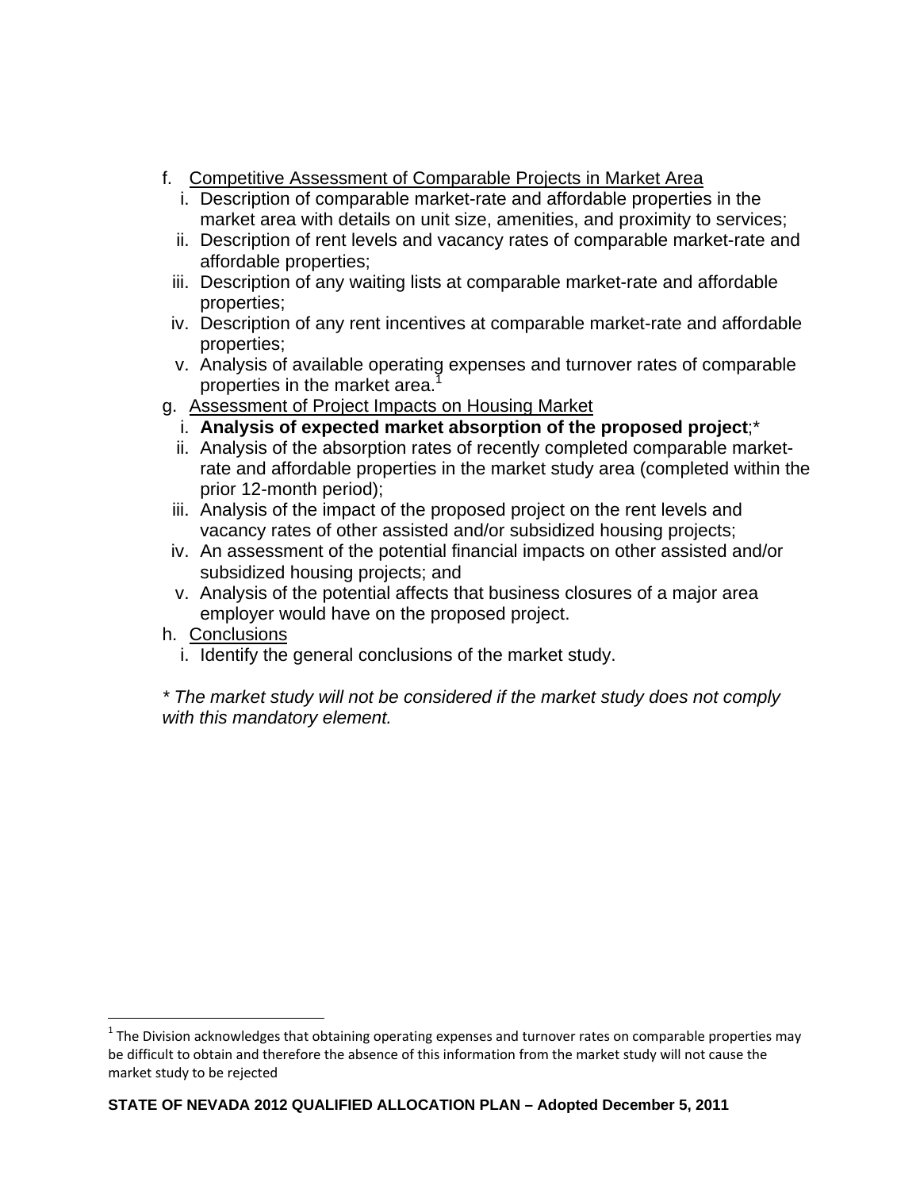f. <u>Competitive Assessment of Comparable Projects in Market Area</u>
   i. Description of comparable market-rate and affordable properties in the market area with details on unit size, amenities, and proximity to services;
   ii. Description of rent levels and vacancy rates of comparable market-rate and affordable properties;
   iii. Description of any waiting lists at comparable market-rate and affordable properties;
   iv. Description of any rent incentives at comparable market-rate and affordable properties;
   v. Analysis of available operating expenses and turnover rates of comparable properties in the market area.[1]

g. <u>Assessment of Project Impacts on Housing Market</u>
   i. **Analysis of expected market absorption of the proposed project**;*
   ii. Analysis of the absorption rates of recently completed comparable market-rate and affordable properties in the market study area (completed within the prior 12-month period);
   iii. Analysis of the impact of the proposed project on the rent levels and vacancy rates of other assisted and/or subsidized housing projects;
   iv. An assessment of the potential financial impacts on other assisted and/or subsidized housing projects; and
   v. Analysis of the potential affects that business closures of a major area employer would have on the proposed project.

h. <u>Conclusions</u>
   i. Identify the general conclusions of the market study.

*\* The market study will not be considered if the market study does not comply with this mandatory element.*

[1] The Division acknowledges that obtaining operating expenses and turnover rates on comparable properties may be difficult to obtain and therefore the absence of this information from the market study will not cause the market study to be rejected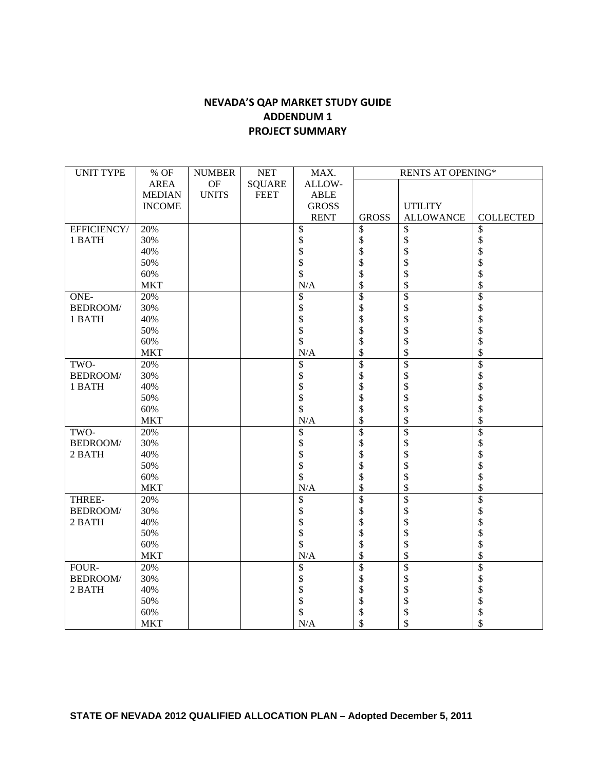# NEVADA'S QAP MARKET STUDY GUIDE
## ADDENDUM 1
## PROJECT SUMMARY

| UNIT TYPE | % OF AREA MEDIAN INCOME | NUMBER OF UNITS | NET SQUARE FEET | MAX. ALLOW-ABLE GROSS RENT | RENTS AT OPENING* | | |
|---|---|---|---|---|---|---|---|
| | | | | | GROSS | UTILITY ALLOWANCE | COLLECTED |
| EFFICIENCY/ 1 BATH | 20% | | | $ | $ | $ | $ |
| | 30% | | | $ | $ | $ | $ |
| | 40% | | | $ | $ | $ | $ |
| | 50% | | | $ | $ | $ | $ |
| | 60% | | | $ | $ | $ | $ |
| | MKT | | | N/A | $ | $ | $ |
| ONE-BEDROOM/ 1 BATH | 20% | | | $ | $ | $ | $ |
| | 30% | | | $ | $ | $ | $ |
| | 40% | | | $ | $ | $ | $ |
| | 50% | | | $ | $ | $ | $ |
| | 60% | | | $ | $ | $ | $ |
| | MKT | | | N/A | $ | $ | $ |
| TWO-BEDROOM/ 1 BATH | 20% | | | $ | $ | $ | $ |
| | 30% | | | $ | $ | $ | $ |
| | 40% | | | $ | $ | $ | $ |
| | 50% | | | $ | $ | $ | $ |
| | 60% | | | $ | $ | $ | $ |
| | MKT | | | N/A | $ | $ | $ |
| TWO-BEDROOM/ 2 BATH | 20% | | | $ | $ | $ | $ |
| | 30% | | | $ | $ | $ | $ |
| | 40% | | | $ | $ | $ | $ |
| | 50% | | | $ | $ | $ | $ |
| | 60% | | | $ | $ | $ | $ |
| | MKT | | | N/A | $ | $ | $ |
| THREE-BEDROOM/ 2 BATH | 20% | | | $ | $ | $ | $ |
| | 30% | | | $ | $ | $ | $ |
| | 40% | | | $ | $ | $ | $ |
| | 50% | | | $ | $ | $ | $ |
| | 60% | | | $ | $ | $ | $ |
| | MKT | | | N/A | $ | $ | $ |
| FOUR-BEDROOM/ 2 BATH | 20% | | | $ | $ | $ | $ |
| | 30% | | | $ | $ | $ | $ |
| | 40% | | | $ | $ | $ | $ |
| | 50% | | | $ | $ | $ | $ |
| | 60% | | | $ | $ | $ | $ |
| | MKT | | | N/A | $ | $ | $ |